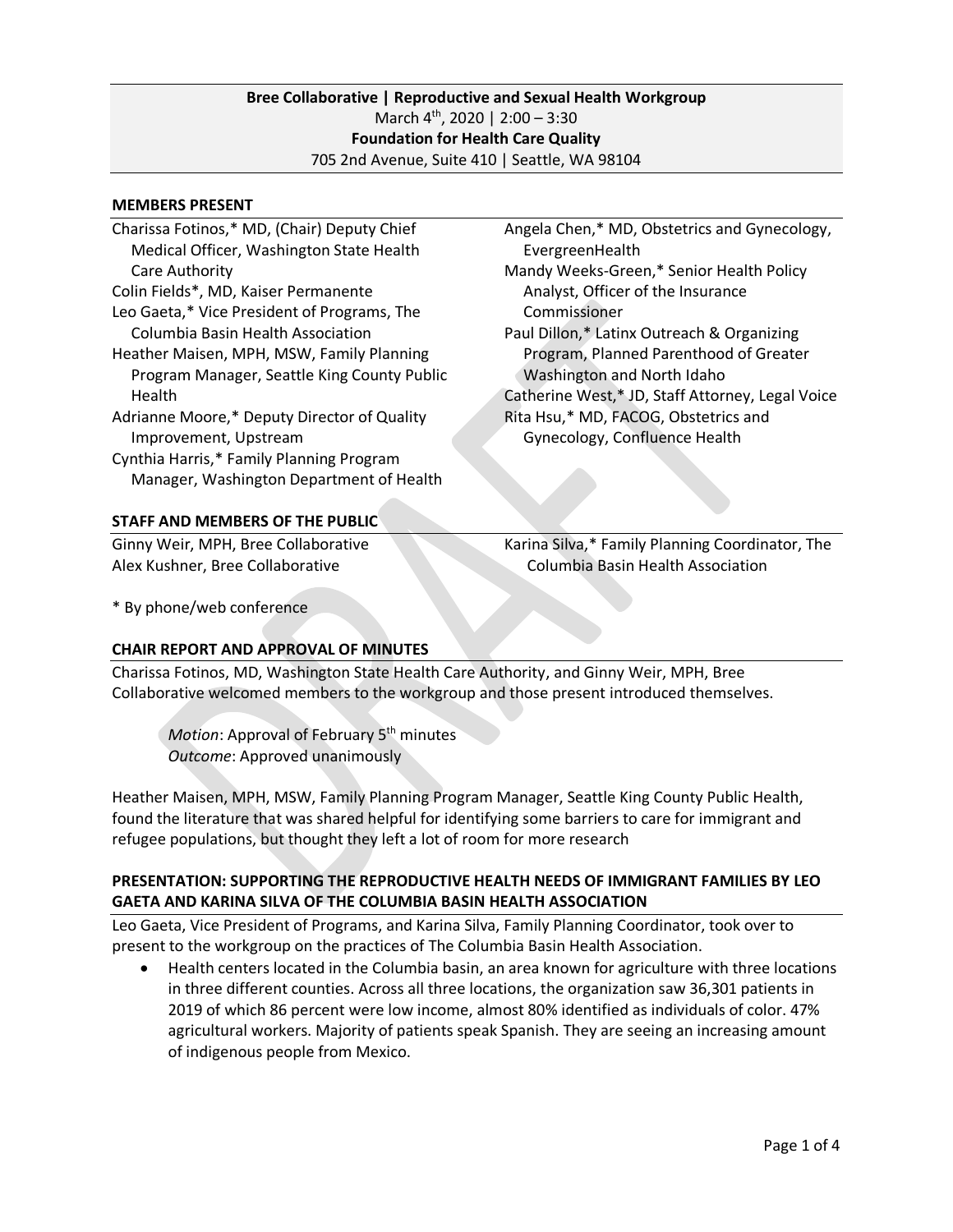**Bree Collaborative | Reproductive and Sexual Health Workgroup**
March 4th, 2020 | 2:00 – 3:30
**Foundation for Health Care Quality**
705 2nd Avenue, Suite 410 | Seattle, WA 98104

## MEMBERS PRESENT

Charissa Fotinos,* MD, (Chair) Deputy Chief Medical Officer, Washington State Health Care Authority
Colin Fields*, MD, Kaiser Permanente
Leo Gaeta,* Vice President of Programs, The Columbia Basin Health Association
Heather Maisen, MPH, MSW, Family Planning Program Manager, Seattle King County Public Health
Adrianne Moore,* Deputy Director of Quality Improvement, Upstream
Cynthia Harris,* Family Planning Program Manager, Washington Department of Health
Angela Chen,* MD, Obstetrics and Gynecology, EvergreenHealth
Mandy Weeks-Green,* Senior Health Policy Analyst, Officer of the Insurance Commissioner
Paul Dillon,* Latinx Outreach & Organizing Program, Planned Parenthood of Greater Washington and North Idaho
Catherine West,* JD, Staff Attorney, Legal Voice
Rita Hsu,* MD, FACOG, Obstetrics and Gynecology, Confluence Health

## STAFF AND MEMBERS OF THE PUBLIC

Ginny Weir, MPH, Bree Collaborative
Alex Kushner, Bree Collaborative
Karina Silva,* Family Planning Coordinator, The Columbia Basin Health Association

* By phone/web conference

## CHAIR REPORT AND APPROVAL OF MINUTES

Charissa Fotinos, MD, Washington State Health Care Authority, and Ginny Weir, MPH, Bree Collaborative welcomed members to the workgroup and those present introduced themselves.

> *Motion*: Approval of February 5th minutes
> *Outcome*: Approved unanimously

Heather Maisen, MPH, MSW, Family Planning Program Manager, Seattle King County Public Health, found the literature that was shared helpful for identifying some barriers to care for immigrant and refugee populations, but thought they left a lot of room for more research

## PRESENTATION: SUPPORTING THE REPRODUCTIVE HEALTH NEEDS OF IMMIGRANT FAMILIES BY LEO GAETA AND KARINA SILVA OF THE COLUMBIA BASIN HEALTH ASSOCIATION

Leo Gaeta, Vice President of Programs, and Karina Silva, Family Planning Coordinator, took over to present to the workgroup on the practices of The Columbia Basin Health Association.

- Health centers located in the Columbia basin, an area known for agriculture with three locations in three different counties. Across all three locations, the organization saw 36,301 patients in 2019 of which 86 percent were low income, almost 80% identified as individuals of color. 47% agricultural workers. Majority of patients speak Spanish. They are seeing an increasing amount of indigenous people from Mexico.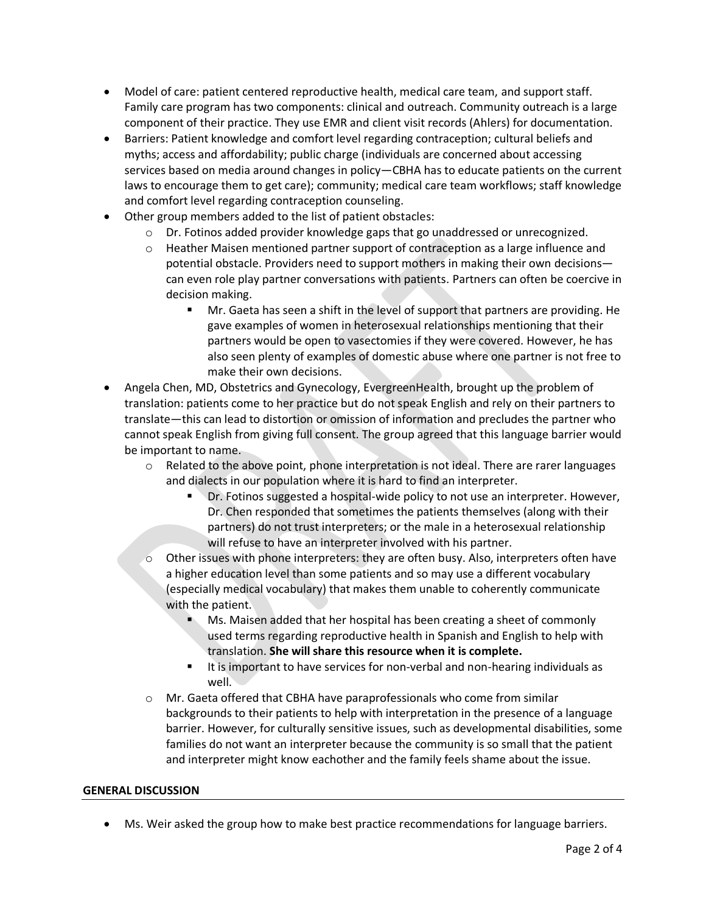- Model of care: patient centered reproductive health, medical care team, and support staff. Family care program has two components: clinical and outreach. Community outreach is a large component of their practice. They use EMR and client visit records (Ahlers) for documentation.
- Barriers: Patient knowledge and comfort level regarding contraception; cultural beliefs and myths; access and affordability; public charge (individuals are concerned about accessing services based on media around changes in policy—CBHA has to educate patients on the current laws to encourage them to get care); community; medical care team workflows; staff knowledge and comfort level regarding contraception counseling.
- Other group members added to the list of patient obstacles:
  - Dr. Fotinos added provider knowledge gaps that go unaddressed or unrecognized.
  - Heather Maisen mentioned partner support of contraception as a large influence and potential obstacle. Providers need to support mothers in making their own decisions—can even role play partner conversations with patients. Partners can often be coercive in decision making.
    - Mr. Gaeta has seen a shift in the level of support that partners are providing. He gave examples of women in heterosexual relationships mentioning that their partners would be open to vasectomies if they were covered. However, he has also seen plenty of examples of domestic abuse where one partner is not free to make their own decisions.
- Angela Chen, MD, Obstetrics and Gynecology, EvergreenHealth, brought up the problem of translation: patients come to her practice but do not speak English and rely on their partners to translate—this can lead to distortion or omission of information and precludes the partner who cannot speak English from giving full consent. The group agreed that this language barrier would be important to name.
  - Related to the above point, phone interpretation is not ideal. There are rarer languages and dialects in our population where it is hard to find an interpreter.
    - Dr. Fotinos suggested a hospital-wide policy to not use an interpreter. However, Dr. Chen responded that sometimes the patients themselves (along with their partners) do not trust interpreters; or the male in a heterosexual relationship will refuse to have an interpreter involved with his partner.
  - Other issues with phone interpreters: they are often busy. Also, interpreters often have a higher education level than some patients and so may use a different vocabulary (especially medical vocabulary) that makes them unable to coherently communicate with the patient.
    - Ms. Maisen added that her hospital has been creating a sheet of commonly used terms regarding reproductive health in Spanish and English to help with translation. **She will share this resource when it is complete.**
    - It is important to have services for non-verbal and non-hearing individuals as well.
  - Mr. Gaeta offered that CBHA have paraprofessionals who come from similar backgrounds to their patients to help with interpretation in the presence of a language barrier. However, for culturally sensitive issues, such as developmental disabilities, some families do not want an interpreter because the community is so small that the patient and interpreter might know eachother and the family feels shame about the issue.

## GENERAL DISCUSSION

- Ms. Weir asked the group how to make best practice recommendations for language barriers.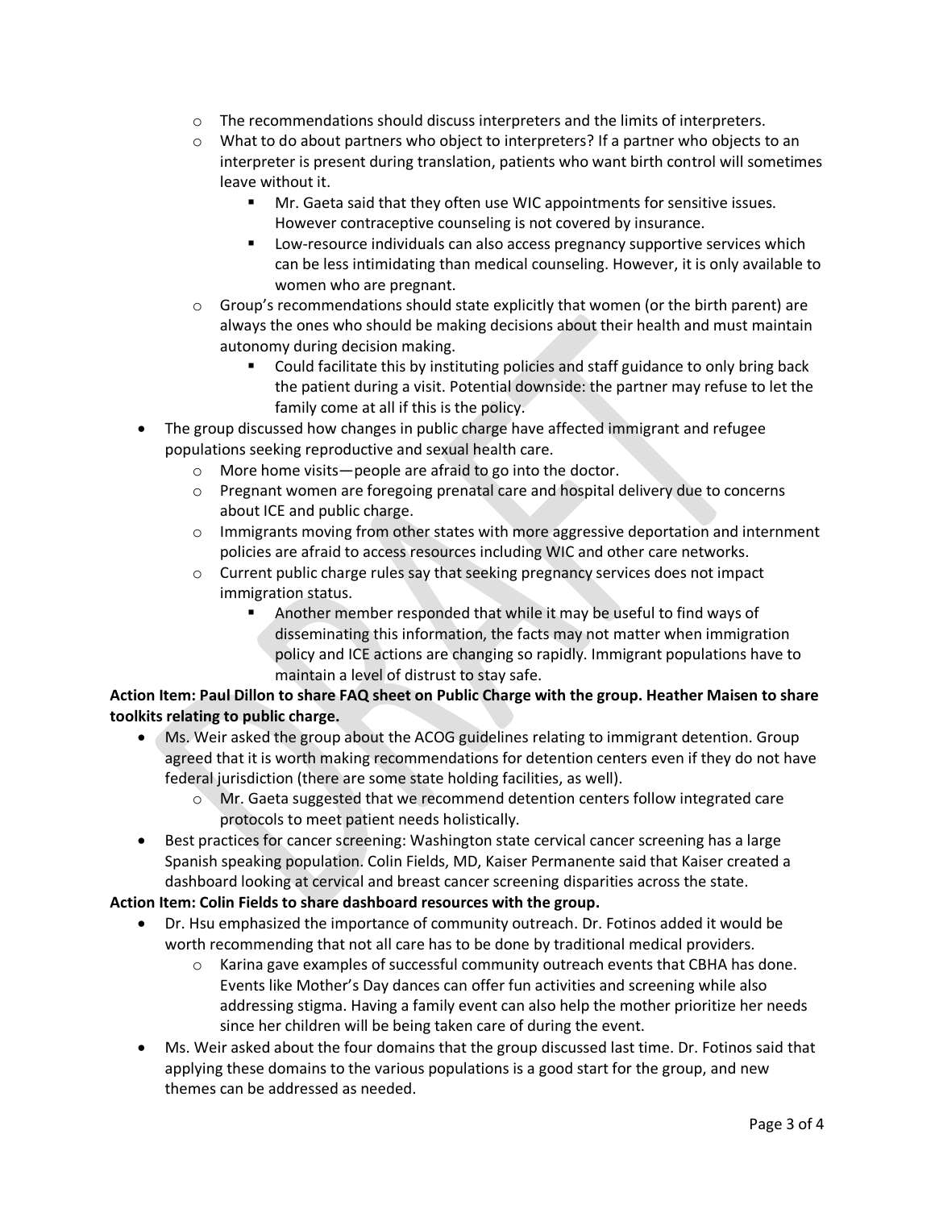- The recommendations should discuss interpreters and the limits of interpreters.
- What to do about partners who object to interpreters? If a partner who objects to an interpreter is present during translation, patients who want birth control will sometimes leave without it.
  - Mr. Gaeta said that they often use WIC appointments for sensitive issues. However contraceptive counseling is not covered by insurance.
  - Low-resource individuals can also access pregnancy supportive services which can be less intimidating than medical counseling. However, it is only available to women who are pregnant.
- Group's recommendations should state explicitly that women (or the birth parent) are always the ones who should be making decisions about their health and must maintain autonomy during decision making.
  - Could facilitate this by instituting policies and staff guidance to only bring back the patient during a visit. Potential downside: the partner may refuse to let the family come at all if this is the policy.

- The group discussed how changes in public charge have affected immigrant and refugee populations seeking reproductive and sexual health care.
  - More home visits—people are afraid to go into the doctor.
  - Pregnant women are foregoing prenatal care and hospital delivery due to concerns about ICE and public charge.
  - Immigrants moving from other states with more aggressive deportation and internment policies are afraid to access resources including WIC and other care networks.
  - Current public charge rules say that seeking pregnancy services does not impact immigration status.
    - Another member responded that while it may be useful to find ways of disseminating this information, the facts may not matter when immigration policy and ICE actions are changing so rapidly. Immigrant populations have to maintain a level of distrust to stay safe.

**Action Item: Paul Dillon to share FAQ sheet on Public Charge with the group. Heather Maisen to share toolkits relating to public charge.**

- Ms. Weir asked the group about the ACOG guidelines relating to immigrant detention. Group agreed that it is worth making recommendations for detention centers even if they do not have federal jurisdiction (there are some state holding facilities, as well).
  - Mr. Gaeta suggested that we recommend detention centers follow integrated care protocols to meet patient needs holistically.
- Best practices for cancer screening: Washington state cervical cancer screening has a large Spanish speaking population. Colin Fields, MD, Kaiser Permanente said that Kaiser created a dashboard looking at cervical and breast cancer screening disparities across the state.

**Action Item: Colin Fields to share dashboard resources with the group.**

- Dr. Hsu emphasized the importance of community outreach. Dr. Fotinos added it would be worth recommending that not all care has to be done by traditional medical providers.
  - Karina gave examples of successful community outreach events that CBHA has done. Events like Mother's Day dances can offer fun activities and screening while also addressing stigma. Having a family event can also help the mother prioritize her needs since her children will be being taken care of during the event.
- Ms. Weir asked about the four domains that the group discussed last time. Dr. Fotinos said that applying these domains to the various populations is a good start for the group, and new themes can be addressed as needed.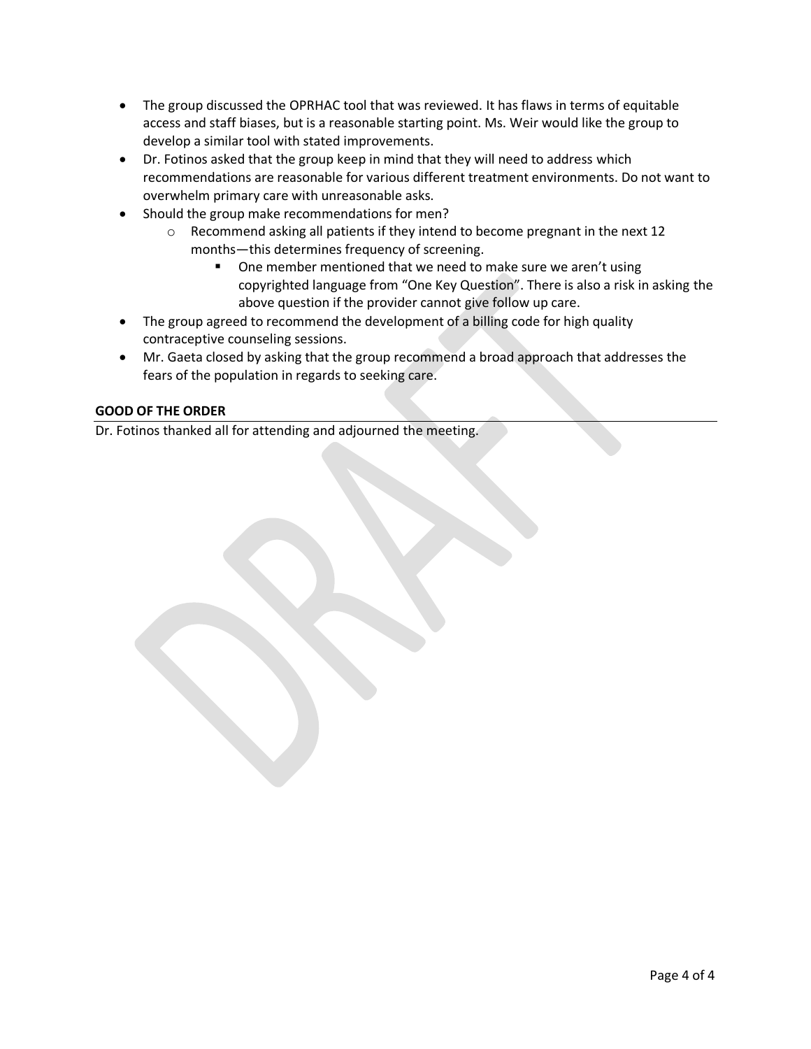- The group discussed the OPRHAC tool that was reviewed. It has flaws in terms of equitable access and staff biases, but is a reasonable starting point. Ms. Weir would like the group to develop a similar tool with stated improvements.
- Dr. Fotinos asked that the group keep in mind that they will need to address which recommendations are reasonable for various different treatment environments. Do not want to overwhelm primary care with unreasonable asks.
- Should the group make recommendations for men?
    - Recommend asking all patients if they intend to become pregnant in the next 12 months—this determines frequency of screening.
        - One member mentioned that we need to make sure we aren't using copyrighted language from "One Key Question". There is also a risk in asking the above question if the provider cannot give follow up care.
- The group agreed to recommend the development of a billing code for high quality contraceptive counseling sessions.
- Mr. Gaeta closed by asking that the group recommend a broad approach that addresses the fears of the population in regards to seeking care.

**GOOD OF THE ORDER**

Dr. Fotinos thanked all for attending and adjourned the meeting.